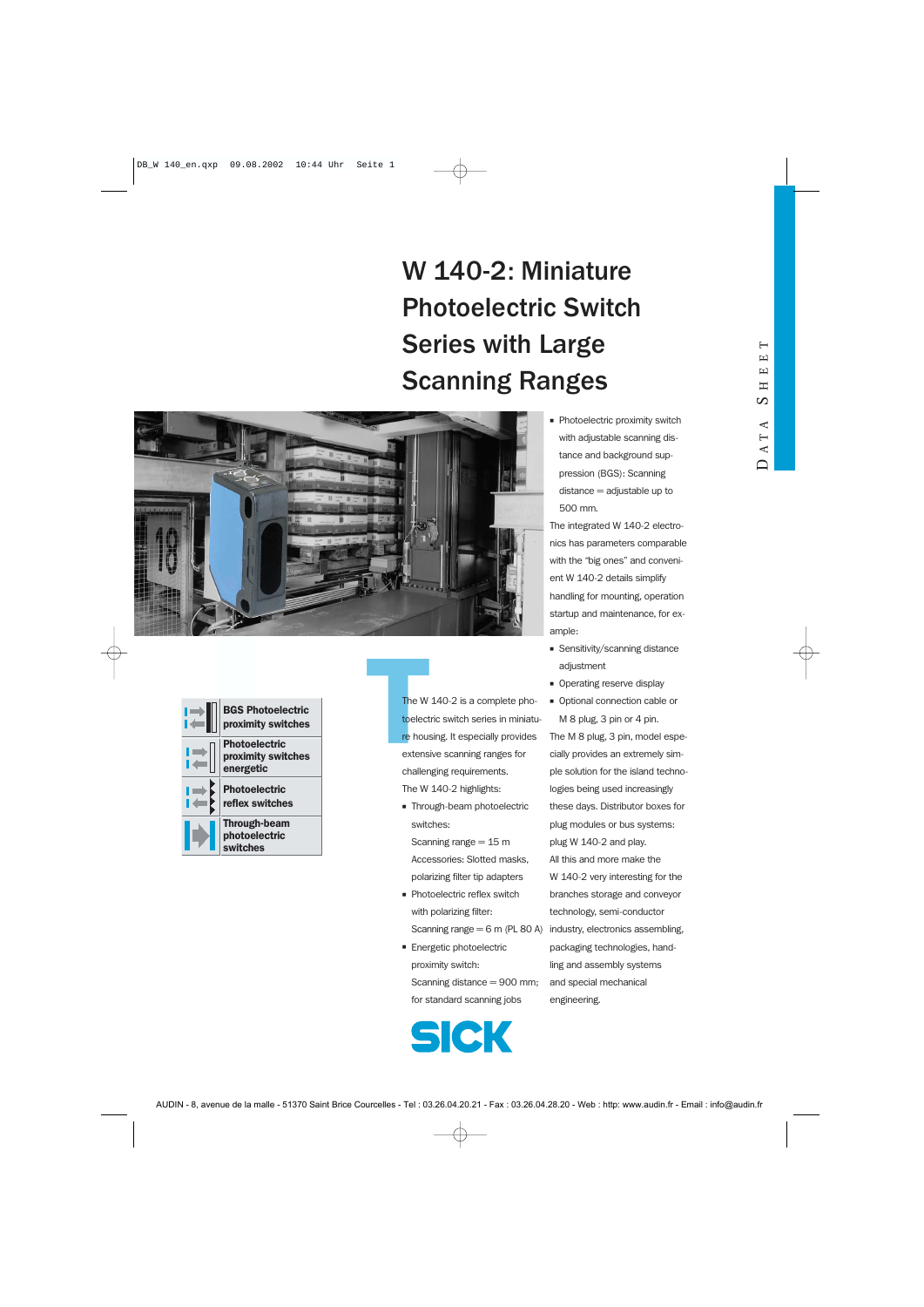# W 140-2: Miniature Photoelectric Switch Series with Large Scanning Ranges

DATA SHEET

- **BGS Photoelectric proximity switches**
- **Photoelectric proximity switches energetic**
- **Photoelectric reflex switches**
- **Through-beam photoelectric switches**

The W 140-2 is a complete photoelectric switch series in miniature housing. It especially provides extensive scanning ranges for challenging requirements.

The W 140-2 highlights:

- Through-beam photoelectric switches:
  Scanning range = 15 m
  Accessories: Slotted masks, polarizing filter tip adapters
- Photoelectric reflex switch with polarizing filter:
  Scanning range = 6 m (PL 80 A)
- Energetic photoelectric proximity switch:
  Scanning distance = 900 mm; for standard scanning jobs
- Photoelectric proximity switch with adjustable scanning distance and background suppression (BGS): Scanning distance = adjustable up to 500 mm.

The integrated W 140-2 electronics has parameters comparable with the "big ones" and convenient W 140-2 details simplify handling for mounting, operation startup and maintenance, for example:

- Sensitivity/scanning distance adjustment
- Operating reserve display
- Optional connection cable or M 8 plug, 3 pin or 4 pin.

The M 8 plug, 3 pin, model especially provides an extremely simple solution for the island technologies being used increasingly these days. Distributor boxes for plug modules or bus systems: plug W 140-2 and play.

All this and more make the W 140-2 very interesting for the branches storage and conveyor technology, semi-conductor industry, electronics assembling, packaging technologies, handling and assembly systems and special mechanical engineering.

SICK

AUDIN - 8, avenue de la malle - 51370 Saint Brice Courcelles - Tel : 03.26.04.20.21 - Fax : 03.26.04.28.20 - Web : http: www.audin.fr - Email : info@audin.fr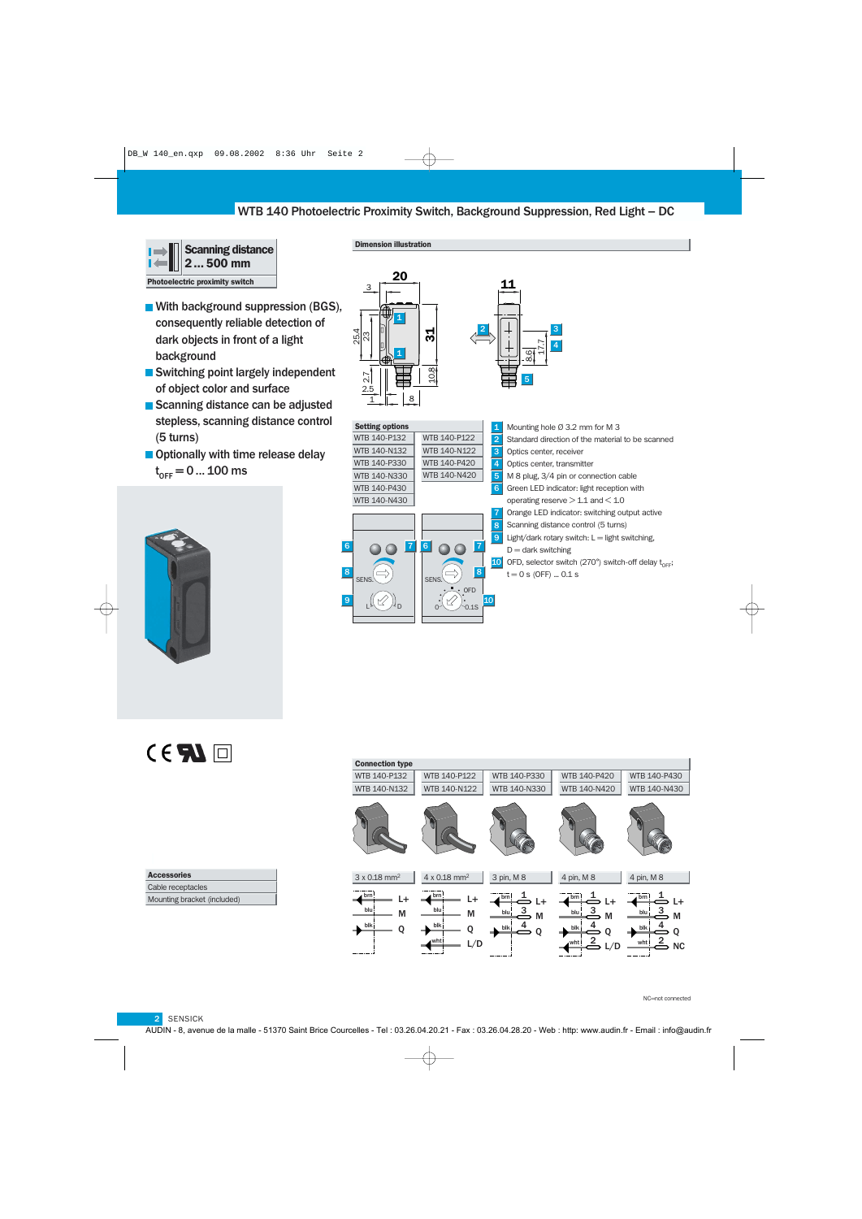# WTB 140 Photoelectric Proximity Switch, Background Suppression, Red Light – DC

**Scanning distance**
**2 ... 500 mm**

**Photoelectric proximity switch**

- With background suppression (BGS), consequently reliable detection of dark objects in front of a light background
- Switching point largely independent of object color and surface
- Scanning distance can be adjusted stepless, scanning distance control (5 turns)
- Optionally with time release delay $t_{OFF}$ = 0 ... 100 ms

**Dimension illustration**

20
3
25.4
23
31
2.7
2.5
10.8
1
8
11
8.6
17.7

**Setting options**

| | |
|---|---|
| WTB 140-P132 | WTB 140-P122 |
| WTB 140-N132 | WTB 140-N122 |
| WTB 140-P330 | WTB 140-P420 |
| WTB 140-N330 | WTB 140-N420 |
| WTB 140-P430 | |
| WTB 140-N430 | |

SENS. L D
SENS. OFD 0 0.1S

1. Mounting hole Ø 3.2 mm for M 3
2. Standard direction of the material to be scanned
3. Optics center, receiver
4. Optics center, transmitter
5. M 8 plug, 3/4 pin or connection cable
6. Green LED indicator: light reception with operating reserve > 1.1 and < 1.0
7. Orange LED indicator: switching output active
8. Scanning distance control (5 turns)
9. Light/dark rotary switch: L = light switching, D = dark switching
10. OFD, selector switch (270°) switch-off delay $t_{OFF}$; t = 0 s (OFF) ... 0.1 s

**Connection type**

| WTB 140-P132 WTB 140-N132 | WTB 140-P122 WTB 140-N122 | WTB 140-P330 WTB 140-N330 | WTB 140-P420 WTB 140-N420 | WTB 140-P430 WTB 140-N430 |
|---|---|---|---|---|
| 3 x 0.18 mm² | 4 x 0.18 mm² | 3 pin, M 8 | 4 pin, M 8 | 4 pin, M 8 |
| brn L+ | brn L+ | brn 1 L+ | brn 1 L+ | brn 1 L+ |
| blu M | blu M | blu 3 M | blu 3 M | blu 3 M |
| blk Q | blk Q | blk 4 Q | blk 4 Q | blk 4 Q |
| | wht L/D | | wht 2 L/D | wht 2 NC |

NC=not connected

**Accessories**

Cable receptacles
Mounting bracket (included)

AUDIN - 8, avenue de la malle - 51370 Saint Brice Courcelles - Tel : 03.26.04.20.21 - Fax : 03.26.04.28.20 - Web : http: www.audin.fr - Email : info@audin.fr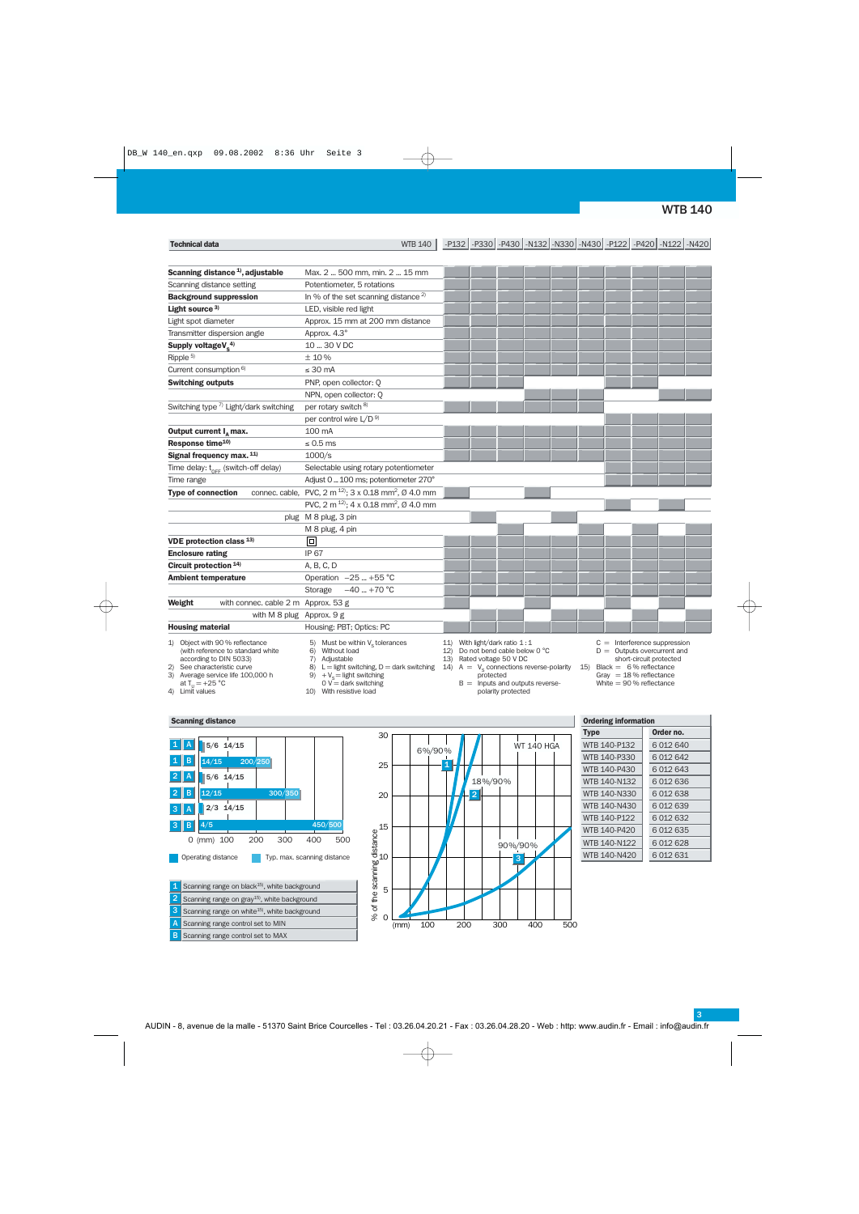# WTB 140

| Technical data | WTB 140 |
|---|---|
| **Scanning distance** [1]**, adjustable** | Max. 2 ... 500 mm, min. 2 ... 15 mm |
| Scanning distance setting | Potentiometer, 5 rotations |
| **Background suppression** | In % of the set scanning distance [2] |
| **Light source** [3] | LED, visible red light |
| Light spot diameter | Approx. 15 mm at 200 mm distance |
| Transmitter dispersion angle | Approx. 4.3° |
| **Supply voltage** $V_S$ [4] | 10 ... 30 V DC |
| Ripple [5] | ± 10 % |
| Current consumption [6] | ≤ 30 mA |
| **Switching outputs** | PNP, open collector: Q |
| | NPN, open collector: Q |
| Switching type [7] Light/dark switching | per rotary switch [8] |
| | per control wire L/D [9] |
| **Output current** $I_A$ **max.** | 100 mA |
| **Response time** [10] | ≤ 0.5 ms |
| **Signal frequency max.** [11] | 1000/s |
| Time delay: $t_{OFF}$ (switch-off delay) | Selectable using rotary potentiometer |
| Time range | Adjust 0 ... 100 ms; potentiometer 270° |
| **Type of connection** connec. cable, | PVC, 2 m [12]; 3 x 0.18 mm², Ø 4.0 mm |
| | PVC, 2 m [12]; 4 x 0.18 mm², Ø 4.0 mm |
| plug | M 8 plug, 3 pin |
| | M 8 plug, 4 pin |
| **VDE protection class** [13] | ⧈ |
| **Enclosure rating** | IP 67 |
| **Circuit protection** [14] | A, B, C, D |
| **Ambient temperature** | Operation –25 ... +55 °C |
| | Storage –40 ... +70 °C |
| **Weight** with connec. cable 2 m | Approx. 53 g |
| with M 8 plug | Approx. 9 g |
| **Housing material** | Housing: PBT; Optics: PC |

Variants: -P132, -P330, -P430, -N132, -N330, -N430, -P122, -P420, -N122, -N420

1) Object with 90 % reflectance (with reference to standard white according to DIN 5033)
2) See characteristic curve
3) Average service life 100,000 h at $T_U$ = +25 °C
4) Limit values
5) Must be within $V_S$ tolerances
6) Without load
7) Adjustable
8) L = light switching, D = dark switching
9) + $V_S$ = light switching; 0 V = dark switching
10) With resistive load
11) With light/dark ratio 1 : 1
12) Do not bend cable below 0 °C
13) Rated voltage 50 V DC
14) A = $V_S$ connections reverse-polarity protected; B = Inputs and outputs reverse-polarity protected; C = Interference suppression; D = Outputs overcurrent and short-circuit protected
15) Black = 6 % reflectance; Gray = 18 % reflectance; White = 90 % reflectance

## Scanning distance

1 A 5/6 14/15
1 B 14/15 200/250
2 A 5/6 14/15
2 B 12/15 300/350
3 A 2/3 14/15
3 B 4/5 450/500
0 (mm) 100 200 300 400 500

Operating distance — Typ. max. scanning distance

1 Scanning range on black[15], white background
2 Scanning range on gray[15], white background
3 Scanning range on white[15], white background
A Scanning range control set to MIN
B Scanning range control set to MAX

WT 140 HGA
6%/90% — 1
18%/90% — 2
90%/90% — 3
% of the scanning distance: 0 5 10 15 20 25 30
(mm) 100 200 300 400 500

## Ordering information

| Type | Order no. |
|---|---|
| WTB 140-P132 | 6 012 640 |
| WTB 140-P330 | 6 012 642 |
| WTB 140-P430 | 6 012 643 |
| WTB 140-N132 | 6 012 636 |
| WTB 140-N330 | 6 012 638 |
| WTB 140-N430 | 6 012 639 |
| WTB 140-P122 | 6 012 632 |
| WTB 140-P420 | 6 012 635 |
| WTB 140-N122 | 6 012 628 |
| WTB 140-N420 | 6 012 631 |

AUDIN - 8, avenue de la malle - 51370 Saint Brice Courcelles - Tel : 03.26.04.20.21 - Fax : 03.26.04.28.20 - Web : http: www.audin.fr - Email : info@audin.fr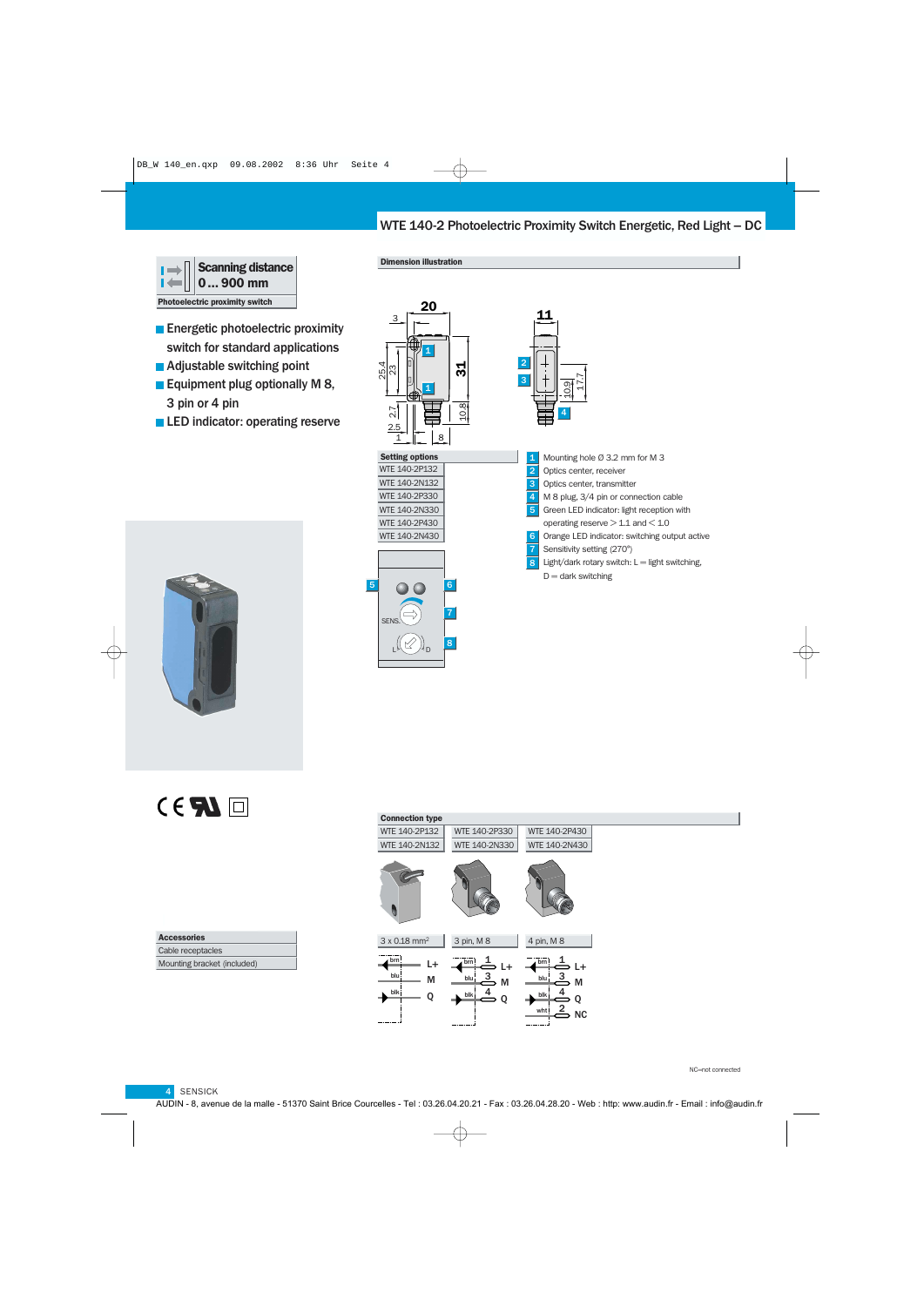## WTE 140-2 Photoelectric Proximity Switch Energetic, Red Light – DC

**Scanning distance**
**0 ... 900 mm**

**Photoelectric proximity switch**

- Energetic photoelectric proximity switch for standard applications
- Adjustable switching point
- Equipment plug optionally M 8, 3 pin or 4 pin
- LED indicator: operating reserve

**Dimension illustration**

20
3
25.4
23
31
2.7
2.5
1
10.8
8
11
10.9
17.7

| Setting options |
|---|
| WTE 140-2P132 |
| WTE 140-2N132 |
| WTE 140-2P330 |
| WTE 140-2N330 |
| WTE 140-2P430 |
| WTE 140-2N430 |

SENS.
L D

1. Mounting hole Ø 3.2 mm for M 3
2. Optics center, receiver
3. Optics center, transmitter
4. M 8 plug, 3/4 pin or connection cable
5. Green LED indicator: light reception with operating reserve > 1.1 and < 1.0
6. Orange LED indicator: switching output active
7. Sensitivity setting (270°)
8. Light/dark rotary switch: L = light switching, D = dark switching

| Accessories |
|---|
| Cable receptacles |
| Mounting bracket (included) |

**Connection type**

| WTE 140-2P132 / WTE 140-2N132 | WTE 140-2P330 / WTE 140-2N330 | WTE 140-2P430 / WTE 140-2N430 |
|---|---|---|
| 3 x 0.18 mm² | 3 pin, M 8 | 4 pin, M 8 |
| brn L+ | brn 1 L+ | brn 1 L+ |
| blu M | blu 3 M | blu 3 M |
| blk Q | blk 4 Q | blk 4 Q |
| | | wht 2 NC |

NC=not connected

SENSICK
AUDIN - 8, avenue de la malle - 51370 Saint Brice Courcelles - Tel : 03.26.04.20.21 - Fax : 03.26.04.28.20 - Web : http: www.audin.fr - Email : info@audin.fr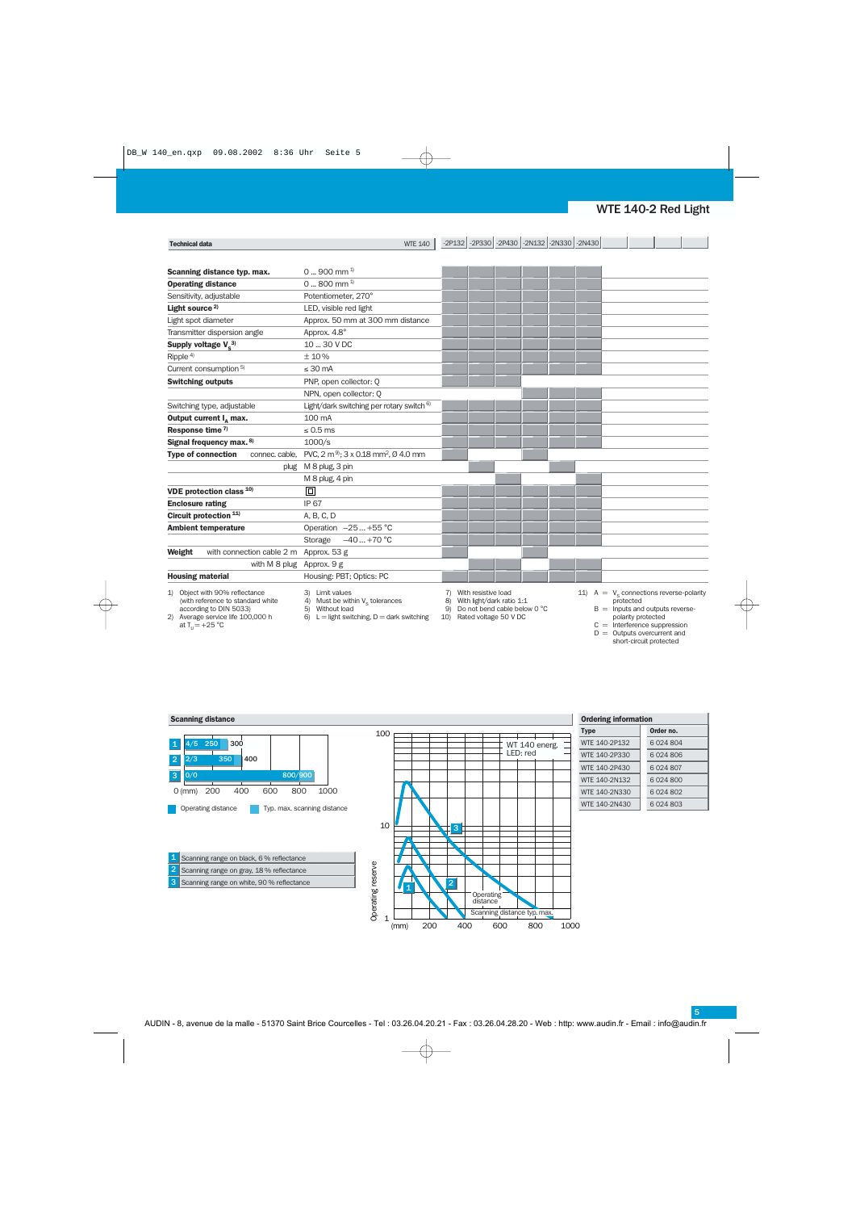# WTE 140-2 Red Light

| Technical data | WTE 140 | -2P132 | -2P330 | -2P430 | -2N132 | -2N330 | -2N430 |
|---|---|---|---|---|---|---|---|
| **Scanning distance typ. max.** | 0 ... 900 mm [1] | ■ | ■ | ■ | ■ | ■ | ■ |
| **Operating distance** | 0 ... 800 mm [1] | ■ | ■ | ■ | ■ | ■ | ■ |
| Sensitivity, adjustable | Potentiometer, 270° | ■ | ■ | ■ | ■ | ■ | ■ |
| **Light source** [2] | LED, visible red light | ■ | ■ | ■ | ■ | ■ | ■ |
| Light spot diameter | Approx. 50 mm at 300 mm distance | ■ | ■ | ■ | ■ | ■ | ■ |
| Transmitter dispersion angle | Approx. 4.8° | ■ | ■ | ■ | ■ | ■ | ■ |
| **Supply voltage $V_S$** [3] | 10 ... 30 V DC | ■ | ■ | ■ | ■ | ■ | ■ |
| Ripple [4] | ± 10 % | ■ | ■ | ■ | ■ | ■ | ■ |
| Current consumption [5] | ≤ 30 mA | ■ | ■ | ■ | ■ | ■ | ■ |
| **Switching outputs** | PNP, open collector: Q | ■ | ■ | ■ | | | |
| | NPN, open collector: Q | | | | ■ | ■ | ■ |
| Switching type, adjustable | Light/dark switching per rotary switch [6] | ■ | ■ | ■ | ■ | ■ | ■ |
| **Output current $I_A$ max.** | 100 mA | ■ | ■ | ■ | ■ | ■ | ■ |
| **Response time** [7] | ≤ 0.5 ms | ■ | ■ | ■ | ■ | ■ | ■ |
| **Signal frequency max.** [8] | 1000/s | ■ | ■ | ■ | ■ | ■ | ■ |
| **Type of connection** connec. cable, | PVC, 2 m [9]; 3 x 0.18 mm², Ø 4.0 mm | ■ | | | ■ | | |
| plug | M 8 plug, 3 pin | | ■ | | | ■ | |
| | M 8 plug, 4 pin | | | ■ | | | ■ |
| **VDE protection class** [10] | ▣ | ■ | ■ | ■ | ■ | ■ | ■ |
| **Enclosure rating** | IP 67 | ■ | ■ | ■ | ■ | ■ | ■ |
| **Circuit protection** [11] | A, B, C, D | ■ | ■ | ■ | ■ | ■ | ■ |
| **Ambient temperature** | Operation −25 ... +55 °C | ■ | ■ | ■ | ■ | ■ | ■ |
| | Storage −40 ... +70 °C | ■ | ■ | ■ | ■ | ■ | ■ |
| **Weight** with connection cable 2 m | Approx. 53 g | ■ | | | ■ | | |
| with M 8 plug | Approx. 9 g | | ■ | ■ | | ■ | ■ |
| **Housing material** | Housing: PBT; Optics: PC | ■ | ■ | ■ | ■ | ■ | ■ |

1) Object with 90% reflectance (with reference to standard white according to DIN 5033)
2) Average service life 100,000 h at $T_U$ = +25 °C
3) Limit values
4) Must be within $V_S$ tolerances
5) Without load
6) L = light switching, D = dark switching
7) With resistive load
8) With light/dark ratio 1:1
9) Do not bend cable below 0 °C
10) Rated voltage 50 V DC
11) A = $V_S$ connections reverse-polarity protected
B = Inputs and outputs reverse-polarity protected
C = Interference suppression
D = Outputs overcurrent and short-circuit protected

## Scanning distance

1 4/5 250 300
2 2/3 350 400
3 0/0 800/900
0 (mm) 200 400 600 800 1000

Operating distance
Typ. max. scanning distance

1 Scanning range on black, 6 % reflectance
2 Scanning range on gray, 18 % reflectance
3 Scanning range on white, 90 % reflectance

100
10
1
Operating reserve
(mm) 200 400 600 800 1000
WT 140 energ. LED: red
Operating distance
Scanning distance typ. max.
1
2
3

## Ordering information

| Type | Order no. |
|---|---|
| WTE 140-2P132 | 6 024 804 |
| WTE 140-2P330 | 6 024 806 |
| WTE 140-2P430 | 6 024 807 |
| WTE 140-2N132 | 6 024 800 |
| WTE 140-2N330 | 6 024 802 |
| WTE 140-2N430 | 6 024 803 |

AUDIN - 8, avenue de la malle - 51370 Saint Brice Courcelles - Tel : 03.26.04.20.21 - Fax : 03.26.04.28.20 - Web : http: www.audin.fr - Email : info@audin.fr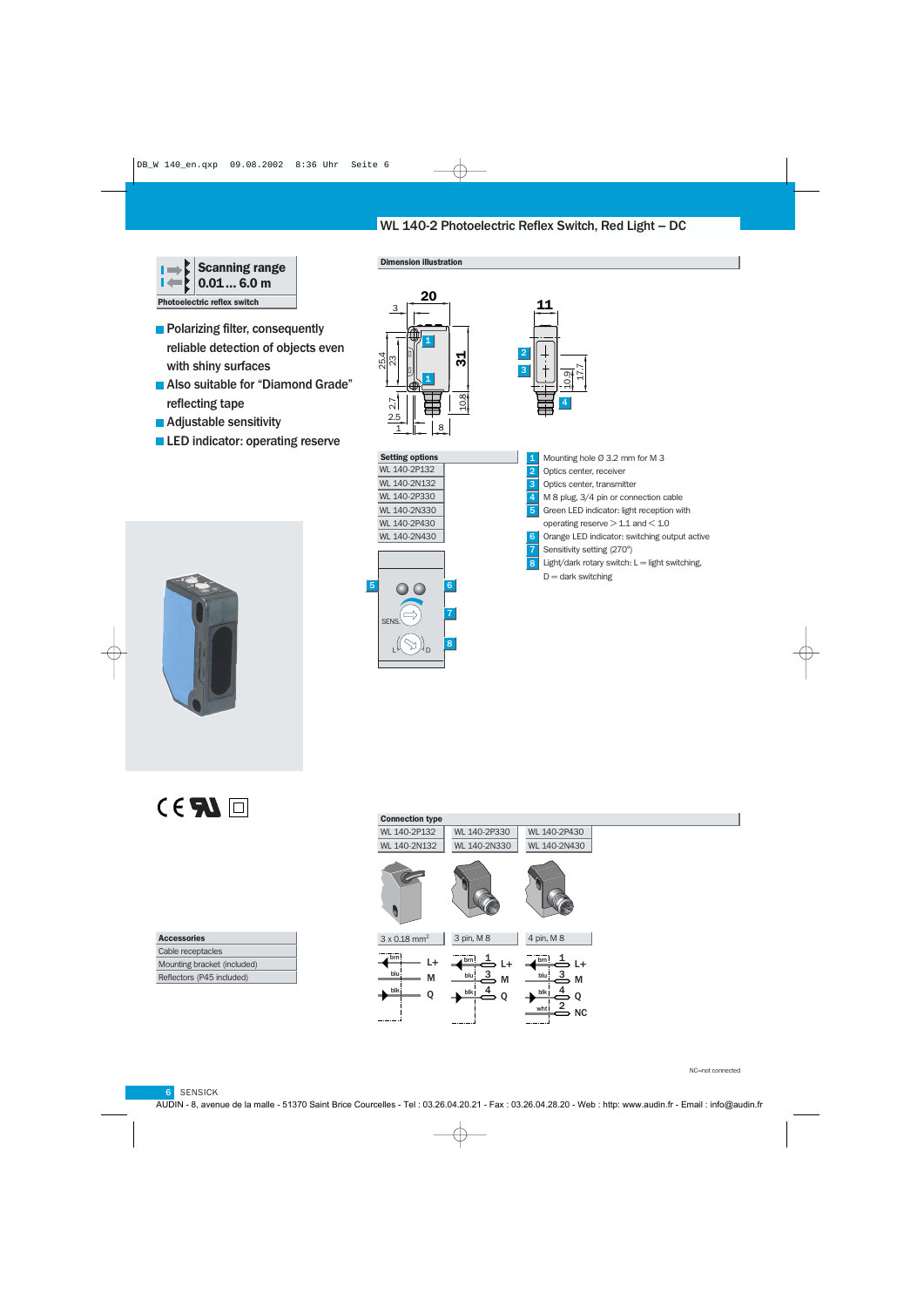# WL 140-2 Photoelectric Reflex Switch, Red Light – DC

**Scanning range**
**0.01 ... 6.0 m**

Photoelectric reflex switch

- Polarizing filter, consequently reliable detection of objects even with shiny surfaces
- Also suitable for "Diamond Grade" reflecting tape
- Adjustable sensitivity
- LED indicator: operating reserve

**Dimension illustration**

| Setting options |
|---|
| WL 140-2P132 |
| WL 140-2N132 |
| WL 140-2P330 |
| WL 140-2N330 |
| WL 140-2P430 |
| WL 140-2N430 |

1. Mounting hole Ø 3.2 mm for M 3
2. Optics center, receiver
3. Optics center, transmitter
4. M 8 plug, 3/4 pin or connection cable
5. Green LED indicator: light reception with operating reserve > 1.1 and < 1.0
6. Orange LED indicator: switching output active
7. Sensitivity setting (270°)
8. Light/dark rotary switch: L = light switching, D = dark switching

| Accessories |
|---|
| Cable receptacles |
| Mounting bracket (included) |
| Reflectors (P45 included) |

**Connection type**

| WL 140-2P132 / WL 140-2N132 | WL 140-2P330 / WL 140-2N330 | WL 140-2P430 / WL 140-2N430 |
|---|---|---|
| 3 x 0.18 mm² | 3 pin, M 8 | 4 pin, M 8 |
| brn: L+ | brn 1: L+ | brn 1: L+ |
| blu: M | blu 3: M | blu 3: M |
| blk: Q | blk 4: Q | blk 4: Q |
| | | wht 2: NC |

NC=not connected

AUDIN - 8, avenue de la malle - 51370 Saint Brice Courcelles - Tel : 03.26.04.20.21 - Fax : 03.26.04.28.20 - Web : http: www.audin.fr - Email : info@audin.fr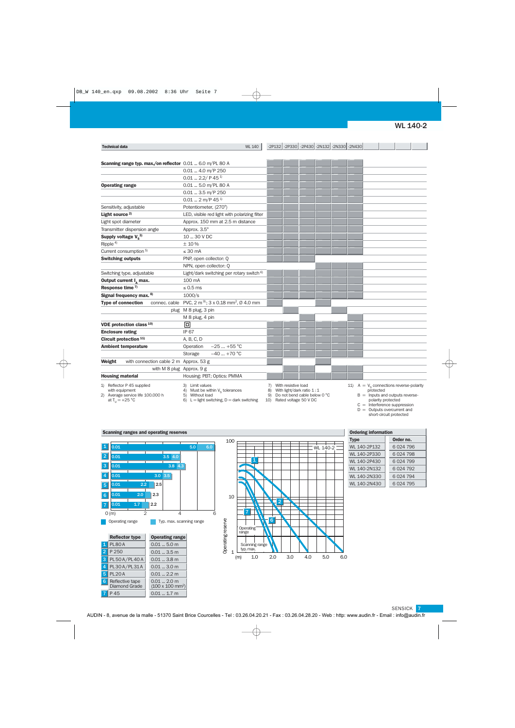## WL 140-2

| Technical data | WL 140 | -2P132 | -2P330 | -2P430 | -2N132 | -2N330 | -2N430 |
|---|---|---|---|---|---|---|---|
| **Scanning range typ. max./on reflector** | 0.01 ... 6.0 m/PL 80 A | ■ | ■ | ■ | ■ | ■ | ■ |
| | 0.01 ... 4.0 m/P 250 | ■ | ■ | ■ | ■ | ■ | ■ |
| | 0.01 ... 2.2/ P 45 [1] | ■ | ■ | ■ | ■ | ■ | ■ |
| **Operating range** | 0.01 ... 5.0 m/PL 80 A | ■ | ■ | ■ | ■ | ■ | ■ |
| | 0.01 ... 3.5 m/P 250 | ■ | ■ | ■ | ■ | ■ | ■ |
| | 0.01 ... 2 m/P 45 [1] | ■ | ■ | ■ | ■ | ■ | ■ |
| Sensitivity, adjustable | Potentiometer, (270°) | ■ | ■ | ■ | ■ | ■ | ■ |
| **Light source** [2] | LED, visible red light with polarizing filter | ■ | ■ | ■ | ■ | ■ | ■ |
| Light spot diameter | Approx. 150 mm at 2.5 m distance | ■ | ■ | ■ | ■ | ■ | ■ |
| Transmitter dispersion angle | Approx. 3.5° | ■ | ■ | ■ | ■ | ■ | ■ |
| **Supply voltage $V_S$** [3] | 10 ... 30 V DC | ■ | ■ | ■ | ■ | ■ | ■ |
| Ripple [4] | ± 10 % | ■ | ■ | ■ | ■ | ■ | ■ |
| Current consumption [5] | ≤ 30 mA | ■ | ■ | ■ | ■ | ■ | ■ |
| **Switching outputs** | PNP, open collector: Q | ■ | ■ | ■ | | | |
| | NPN, open collector: Q | | | | ■ | ■ | ■ |
| Switching type, adjustable | Light/dark switching per rotary switch [6] | ■ | ■ | ■ | ■ | ■ | ■ |
| **Output current $I_A$ max.** | 100 mA | ■ | ■ | ■ | ■ | ■ | ■ |
| **Response time** [7] | ≤ 0.5 ms | ■ | ■ | ■ | ■ | ■ | ■ |
| **Signal frequency max.** [8] | 1000/s | ■ | ■ | ■ | ■ | ■ | ■ |
| **Type of connection** connec. cable | PVC, 2 m [9]; 3 x 0.18 mm², Ø 4.0 mm | ■ | | | ■ | | |
| plug | M 8 plug, 3 pin | | ■ | | | ■ | |
| | M 8 plug, 4 pin | | | ■ | | | ■ |
| **VDE protection class** [10] | ▣ | ■ | ■ | ■ | ■ | ■ | ■ |
| **Enclosure rating** | IP 67 | ■ | ■ | ■ | ■ | ■ | ■ |
| **Circuit protection** [11] | A, B, C, D | ■ | ■ | ■ | ■ | ■ | ■ |
| **Ambient temperature** | Operation −25 ... +55 °C | ■ | ■ | ■ | ■ | ■ | ■ |
| | Storage −40 ... +70 °C | ■ | ■ | ■ | ■ | ■ | ■ |
| **Weight** with connection cable 2 m | Approx. 53 g | ■ | | | ■ | | |
| with M 8 plug | Approx. 9 g | | ■ | ■ | | ■ | ■ |
| **Housing material** | Housing: PBT; Optics: PMMA | ■ | ■ | ■ | ■ | ■ | ■ |

1) Reflector P 45 supplied with equipment
2) Average service life 100.000 h at $T_U$ = +25 °C
3) Limit values
4) Must be within $V_S$ tolerances
5) Without load
6) L = light switching, D = dark switching
7) With resistive load
8) With light/dark ratio 1 : 1
9) Do not bend cable below 0 °C
10) Rated voltage 50 V DC
11) A = $V_S$ connections reverse-polarity protected
B = Inputs and outputs reverse-polarity protected
C = Interference suppression
D = Outputs overcurrent and short-circuit protected

### Scanning ranges and operating reserves

| | Operating range | Typ. max. scanning range |
|---|---|---|
| 1 | 0.01 ... 5.0 | 6.0 |
| 2 | 0.01 ... 3.5 | 4.0 |
| 3 | 0.01 ... 3.8 | 4.3 |
| 4 | 0.01 ... 3.0 | 3.5 |
| 5 | 0.01 ... 2.2 | 2.5 |
| 6 | 0.01 ... 2.0 | 2.3 |
| 7 | 0.01 ... 1.7 | 2.2 |

| | Reflector type | Operating range |
|---|---|---|
| 1 | PL 80 A | 0.01 ... 5.0 m |
| 2 | P 250 | 0.01 ... 3.5 m |
| 3 | PL 50 A/PL 40 A | 0.01 ... 3.8 m |
| 4 | PL 30 A/PL 31 A | 0.01 ... 3.0 m |
| 5 | PL 20 A | 0.01 ... 2.2 m |
| 6 | Reflective tape Diamond Grade | 0.01 ... 2.0 m (100 x 100 mm²) |
| 7 | P 45 | 0.01 ... 1.7 m |

### Ordering information

| Type | Order no. |
|---|---|
| WL 140-2P132 | 6 024 796 |
| WL 140-2P330 | 6 024 798 |
| WL 140-2P430 | 6 024 799 |
| WL 140-2N132 | 6 024 792 |
| WL 140-2N330 | 6 024 794 |
| WL 140-2N430 | 6 024 795 |

AUDIN - 8, avenue de la malle - 51370 Saint Brice Courcelles - Tel : 03.26.04.20.21 - Fax : 03.26.04.28.20 - Web : http: www.audin.fr - Email : info@audin.fr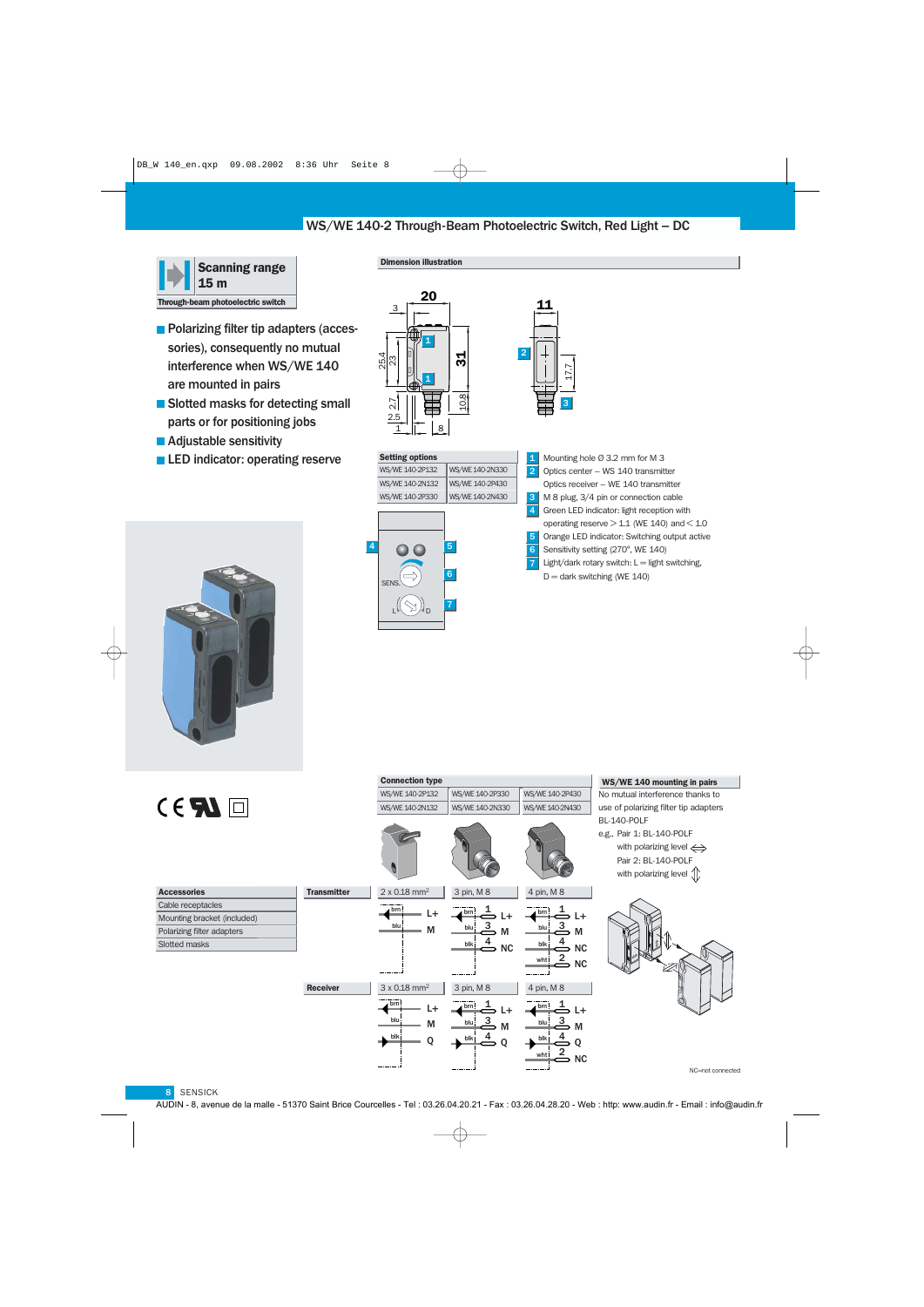## WS/WE 140-2 Through-Beam Photoelectric Switch, Red Light – DC

**Scanning range 15 m**

Through-beam photoelectric switch

- Polarizing filter tip adapters (accessories), consequently no mutual interference when WS/WE 140 are mounted in pairs
- Slotted masks for detecting small parts or for positioning jobs
- Adjustable sensitivity
- LED indicator: operating reserve

### Dimension illustration

20
3
25.4
23
31
2.7
2.5
10.8
1
8
11
17.7

### Setting options

| | |
|---|---|
| WS/WE 140-2P132 | WS/WE 140-2N330 |
| WS/WE 140-2N132 | WS/WE 140-2P430 |
| WS/WE 140-2P330 | WS/WE 140-2N430 |

SENS.
L D

1. Mounting hole Ø 3.2 mm for M 3
2. Optics center – WS 140 transmitter Optics receiver – WE 140 transmitter
3. M 8 plug, 3/4 pin or connection cable
4. Green LED indicator: light reception with operating reserve > 1.1 (WE 140) and < 1.0
5. Orange LED indicator: Switching output active
6. Sensitivity setting (270°, WE 140)
7. Light/dark rotary switch: L = light switching, D = dark switching (WE 140)

### Accessories

- Cable receptacles
- Mounting bracket (included)
- Polarizing filter adapters
- Slotted masks

### Connection type

| | WS/WE 140-2P132<br>WS/WE 140-2N132 | WS/WE 140-2P330<br>WS/WE 140-2N330 | WS/WE 140-2P430<br>WS/WE 140-2N430 |
|---|---|---|---|
| Transmitter | 2 x 0.18 mm² | 3 pin, M 8 | 4 pin, M 8 |
| | brn L+<br>blu M | brn 1 L+<br>blu 3 M<br>blk 4 NC | brn 1 L+<br>blu 3 M<br>blk 4 NC<br>wht 2 NC |
| Receiver | 3 x 0.18 mm² | 3 pin, M 8 | 4 pin, M 8 |
| | brn L+<br>blu M<br>blk Q | brn 1 L+<br>blu 3 M<br>blk 4 Q | brn 1 L+<br>blu 3 M<br>blk 4 Q<br>wht 2 NC |

### WS/WE 140 mounting in pairs

No mutual interference thanks to use of polarizing filter tip adapters BL-140-POLF

e.g., Pair 1: BL-140-POLF with polarizing level ⇔

Pair 2: BL-140-POLF with polarizing level ⇕

NC=not connected

SENSICK

AUDIN - 8, avenue de la malle - 51370 Saint Brice Courcelles - Tel : 03.26.04.20.21 - Fax : 03.26.04.28.20 - Web : http: www.audin.fr - Email : info@audin.fr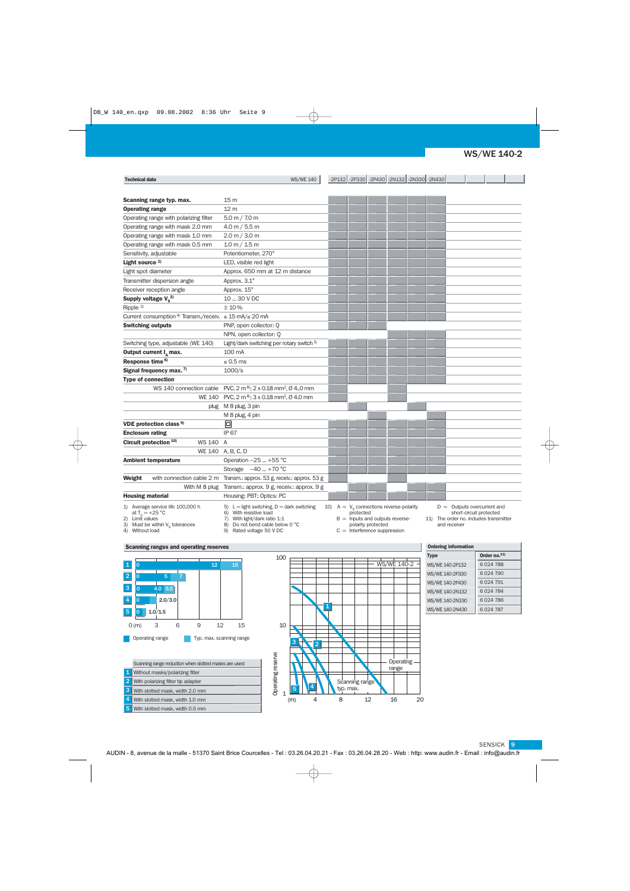# WS/WE 140-2

| Technical data | WS/WE 140 | -2P132 | -2P330 | -2P430 | -2N132 | -2N330 | -2N430 |
|---|---|---|---|---|---|---|---|
| **Scanning range typ. max.** | 15 m | ■ | ■ | ■ | ■ | ■ | ■ |
| **Operating range** | 12 m | ■ | ■ | ■ | ■ | ■ | ■ |
| Operating range with polarizing filter | 5.0 m / 7.0 m | ■ | ■ | ■ | ■ | ■ | ■ |
| Operating range with mask 2.0 mm | 4.0 m / 5.5 m | ■ | ■ | ■ | ■ | ■ | ■ |
| Operating range with mask 1.0 mm | 2.0 m / 3.0 m | ■ | ■ | ■ | ■ | ■ | ■ |
| Operating range with mask 0.5 mm | 1.0 m / 1.5 m | ■ | ■ | ■ | ■ | ■ | ■ |
| Sensitivity, adjustable | Potentiometer, 270° | ■ | ■ | ■ | ■ | ■ | ■ |
| **Light source** [1] | LED, visible red light | ■ | ■ | ■ | ■ | ■ | ■ |
| Light spot diameter | Approx. 650 mm at 12 m distance | ■ | ■ | ■ | ■ | ■ | ■ |
| Transmitter dispersion angle | Approx. 3.1° | ■ | ■ | ■ | ■ | ■ | ■ |
| Receiver reception angle | Approx. 15° | ■ | ■ | ■ | ■ | ■ | ■ |
| **Supply voltage $V_S$** [2] | 10 ... 30 V DC | ■ | ■ | ■ | ■ | ■ | ■ |
| Ripple [3] | ± 10 % | ■ | ■ | ■ | ■ | ■ | ■ |
| Current consumption [4] Transm./receiv. | ≤ 15 mA/≤ 20 mA | ■ | ■ | ■ | ■ | ■ | ■ |
| **Switching outputs** | PNP, open collector: Q | ■ | ■ | ■ | | | |
| | NPN, open collector: Q | | | | ■ | ■ | ■ |
| Switching type, adjustable (WE 140) | Light/dark switching per rotary switch [5] | ■ | ■ | ■ | ■ | ■ | ■ |
| **Output current $I_A$ max.** | 100 mA | ■ | ■ | ■ | ■ | ■ | ■ |
| **Response time** [6] | ≤ 0.5 ms | ■ | ■ | ■ | ■ | ■ | ■ |
| **Signal frequency max.** [7] | 1000/s | ■ | ■ | ■ | ■ | ■ | ■ |
| **Type of connection** | | ■ | ■ | ■ | ■ | ■ | ■ |
| WS 140 connection cable | PVC, 2 m [8]; 2 x 0.18 mm², Ø 4..0 mm | ■ | | | ■ | | |
| WE 140 | PVC, 2 m [8]; 3 x 0.18 mm², Ø 4.0 mm | ■ | | | ■ | | |
| plug | M 8 plug, 3 pin | | ■ | | | ■ | |
| | M 8 plug, 4 pin | | | ■ | | | ■ |
| **VDE protection class** [9] | ⧈ | ■ | ■ | ■ | ■ | ■ | ■ |
| **Enclosure rating** | IP 67 | ■ | ■ | ■ | ■ | ■ | ■ |
| **Circuit protection** [10] WS 140 | A | ■ | ■ | ■ | ■ | ■ | ■ |
| WE 140 | A, B, C, D | ■ | ■ | ■ | ■ | ■ | ■ |
| **Ambient temperature** | Operation –25 ... +55 °C | ■ | ■ | ■ | ■ | ■ | ■ |
| | Storage –40 ... +70 °C | ■ | ■ | ■ | ■ | ■ | ■ |
| **Weight** with connection cable 2 m | Transm.: approx. 53 g, receiv.: approx. 53 g | ■ | | | ■ | | |
| With M 8 plug | Transm.: approx. 9 g, receiv.: approx. 9 g | | ■ | ■ | | ■ | ■ |
| **Housing material** | Housing: PBT; Optics: PC | ■ | ■ | ■ | ■ | ■ | ■ |

1) Average service life 100,000 h at $T_U$ = +25 °C
2) Limit values
3) Must be within $V_S$ tolerances
4) Without load
5) L = light switching, D = dark switching
6) With resistive load
7) With light/dark ratio 1:1
8) Do not bend cable below 0 °C
9) Rated voltage 50 V DC
10) A = $V_S$ connections reverse-polarity protected
B = Inputs and outputs reverse-polarity protected
C = Interference suppression
D = Outputs overcurrent and short-circuit protected
11) The order no. includes transmitter and receiver

## Scanning ranges and operating reserves

1 0 12 15
2 0 5 7
3 0 4.0 5.5
4 0 2.0/3.0
5 0 1.0/1.5
0 (m) 3 6 9 12 15

Operating range — Typ. max. scanning range

100
10
1
Operating reserve
(m) 4 8 12 16 20
WS/WE 140-2
Operating range
Scanning range typ. max.
1 2 3 4 5

| Scanning range reduction when slotted masks are used | |
|---|---|
| 1 | Without masks/polarizing filter |
| 2 | With polarizing filter tip adapter |
| 3 | With slotted mask, width 2.0 mm |
| 4 | With slotted mask, width 1.0 mm |
| 5 | With slotted mask, width 0.5 mm |

## Ordering information

| Type | Order no.[11] |
|---|---|
| WS/WE 140-2P132 | 6 024 788 |
| WS/WE 140-2P330 | 6 024 790 |
| WS/WE 140-2P430 | 6 024 791 |
| WS/WE 140-2N132 | 6 024 784 |
| WS/WE 140-2N330 | 6 024 786 |
| WS/WE 140-2N430 | 6 024 787 |

AUDIN - 8, avenue de la malle - 51370 Saint Brice Courcelles - Tel : 03.26.04.20.21 - Fax : 03.26.04.28.20 - Web : http: www.audin.fr - Email : info@audin.fr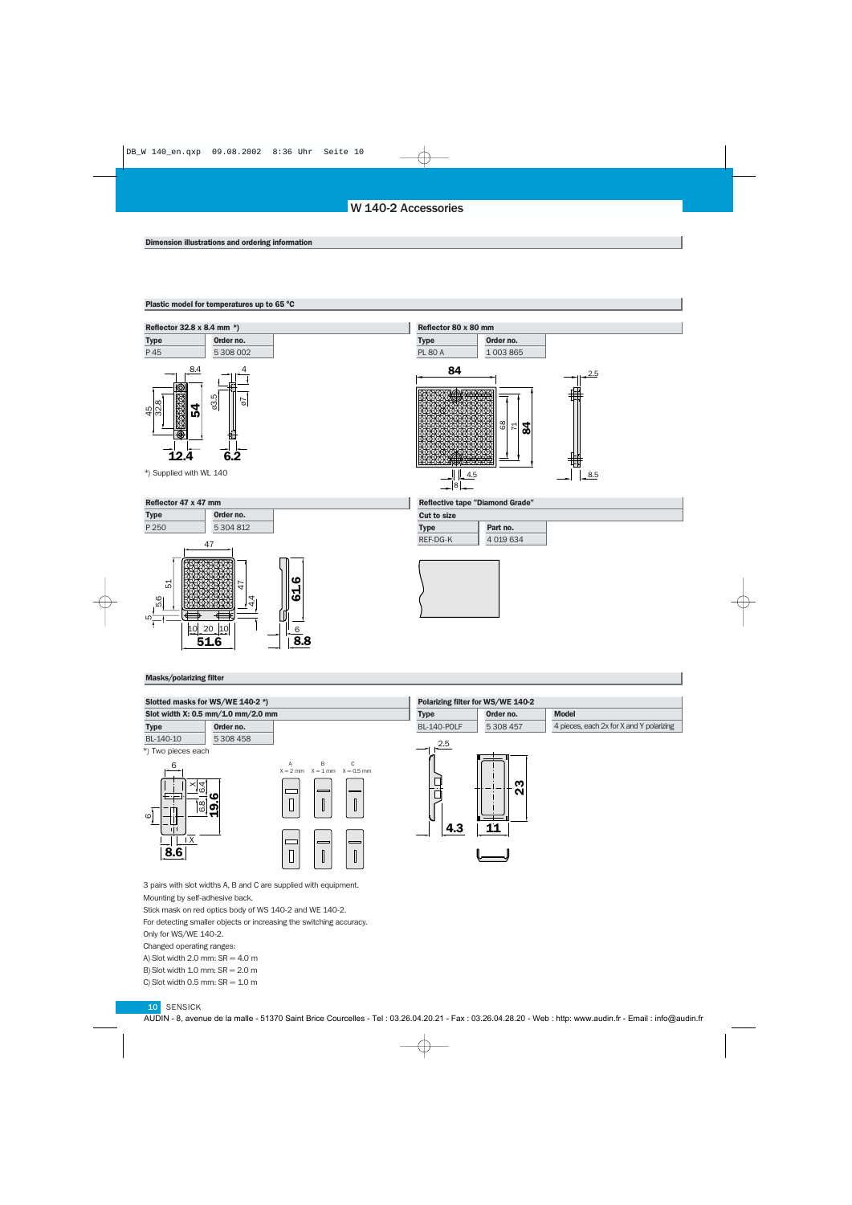# W 140-2 Accessories

## Dimension illustrations and ordering information

### Plastic model for temperatures up to 65 °C

#### Reflector 32.8 x 8.4 mm *)

| Type | Order no. |
|---|---|
| P 45 | 5 308 002 |

*) Supplied with WL 140

#### Reflector 80 x 80 mm

| Type | Order no. |
|---|---|
| PL 80 A | 1 003 865 |

#### Reflector 47 x 47 mm

| Type | Order no. |
|---|---|
| P 250 | 5 304 812 |

#### Reflective tape "Diamond Grade"

Cut to size

| Type | Part no. |
|---|---|
| REF-DG-K | 4 019 634 |

### Masks/polarizing filter

#### Slotted masks for WS/WE 140-2 *)

Slot width X: 0.5 mm/1.0 mm/2.0 mm

| Type | Order no. |
|---|---|
| BL-140-10 | 5 308 458 |

*) Two pieces each

A X = 2 mm
B X = 1 mm
C X = 0.5 mm

#### Polarizing filter for WS/WE 140-2

| Type | Order no. | Model |
|---|---|---|
| BL-140-POLF | 5 308 457 | 4 pieces, each 2x for X and Y polarizing |

3 pairs with slot widths A, B and C are supplied with equipment.
Mounting by self-adhesive back.
Stick mask on red optics body of WS 140-2 and WE 140-2.
For detecting smaller objects or increasing the switching accuracy.
Only for WS/WE 140-2.
Changed operating ranges:
A) Slot width 2.0 mm: SR = 4.0 m
B) Slot width 1.0 mm: SR = 2.0 m
C) Slot width 0.5 mm: SR = 1.0 m

AUDIN - 8, avenue de la malle - 51370 Saint Brice Courcelles - Tel : 03.26.04.20.21 - Fax : 03.26.04.28.20 - Web : http: www.audin.fr - Email : info@audin.fr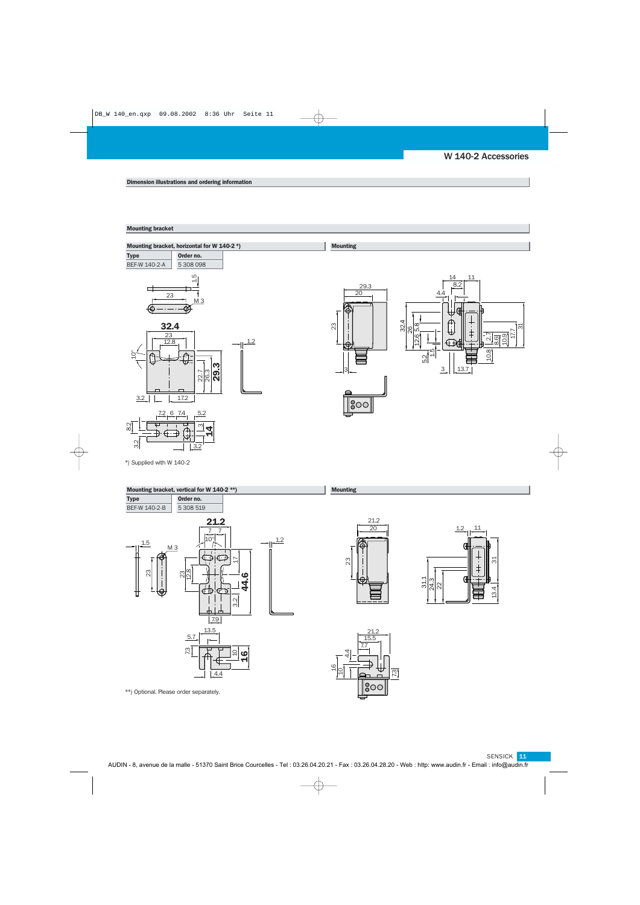# W 140-2 Accessories

## Dimension illustrations and ordering information

### Mounting bracket

#### Mounting bracket, horizontal for W 140-2 *)

| Type | Order no. |
| --- | --- |
| BEF-W 140-2-A | 5 308 098 |

1.5
23
M 3
32.4
23
12.8
10°
1.2
22.7
26.3
29.3
3.2
17.2
7.2 6 7.4
5.2
8.2
3
14
3.2
7.2
3.2

*) Supplied with W 140-2

#### Mounting

29.3
20
23
3
14
11
8.2
4.4
32.4
26
5.8
12.6
1.5
5.2
2.7
8.6
10.9
17.7
31
10.8
3
13.7

#### Mounting bracket, vertical for W 140-2 **)

| Type | Order no. |
| --- | --- |
| BEF-W 140-2-B | 5 308 519 |

21.2
7 7
10°
1.5
M 3
1.2
23
23
12.8
17
44.6
3.2
7.9
13.5
5.7
7.3
10
16
4.4

**) Optional. Please order separately.

#### Mounting

21.2
20
23
1.2
11
31
31.1
24.3
22
13.4
21.2
15.5
7.7
4.4
16
10
7.3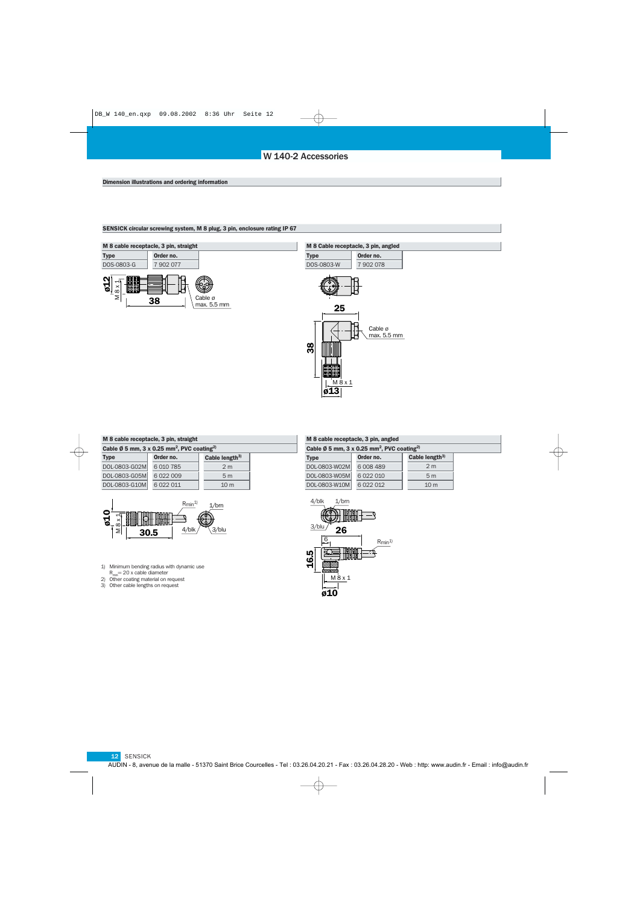# W 140-2 Accessories

**Dimension illustrations and ordering information**

**SENSICK circular screwing system, M 8 plug, 3 pin, enclosure rating IP 67**

**M 8 cable receptacle, 3 pin, straight**

| Type | Order no. |
|---|---|
| DOS-0803-G | 7 902 077 |

ø12
M 8 x 1
38
Cable ø
max. 5.5 mm

**M 8 Cable receptacle, 3 pin, angled**

| Type | Order no. |
|---|---|
| DOS-0803-W | 7 902 078 |

25
Cable ø
max. 5.5 mm
38
M 8 x 1
ø13

**M 8 cable receptacle, 3 pin, straight**

**Cable Ø 5 mm, 3 x 0.25 mm², PVC coating[2)]**

| Type | Order no. | Cable length[3)] |
|---|---|---|
| DOL-0803-G02M | 6 010 785 | 2 m |
| DOL-0803-G05M | 6 022 009 | 5 m |
| DOL-0803-G10M | 6 022 011 | 10 m |

ø10
M 8 x 1
30.5
$R_{min}$[1)]
1/brn
4/blk
3/blu

**M 8 cable receptacle, 3 pin, angled**

**Cable Ø 5 mm, 3 x 0.25 mm², PVC coating[2)]**

| Type | Order no. | Cable length[3)] |
|---|---|---|
| DOL-0803-W02M | 6 008 489 | 2 m |
| DOL-0803-W05M | 6 022 010 | 5 m |
| DOL-0803-W10M | 6 022 012 | 10 m |

4/blk
1/brn
3/blu
26
6
$R_{min}$[1)]
16.5
M 8 x 1
ø10

1) Minimum bending radius with dynamic use
$R_{min}$ = 20 x cable diameter
2) Other coating material on request
3) Other cable lengths on request

AUDIN - 8, avenue de la malle - 51370 Saint Brice Courcelles - Tel : 03.26.04.20.21 - Fax : 03.26.04.28.20 - Web : http: www.audin.fr - Email : info@audin.fr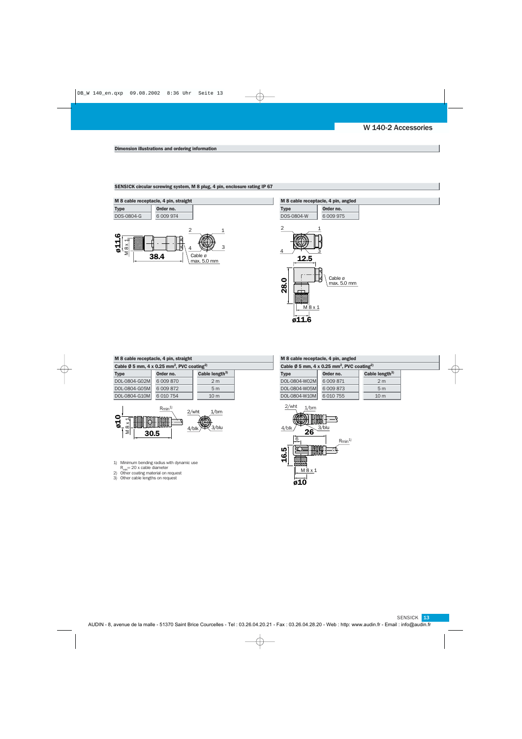# W 140-2 Accessories

**Dimension illustrations and ordering information**

**SENSICK circular screwing system, M 8 plug, 4 pin, enclosure rating IP 67**

**M 8 cable receptacle, 4 pin, straight**

| Type | Order no. |
|---|---|
| DOS-0804-G | 6 009 974 |

ø11.6
M 8 x 1
38.4
2
1
4
3
Cable ø
max. 5.0 mm

**M 8 cable receptacle, 4 pin, angled**

| Type | Order no. |
|---|---|
| DOS-0804-W | 6 009 975 |

2
1
4
3
12.5
28.0
Cable ø
max. 5.0 mm
M 8 x 1
ø11.6

**M 8 cable receptacle, 4 pin, straight**

**Cable Ø 5 mm, 4 x 0.25 mm², PVC coating[2)]**

| Type | Order no. | Cable length[3)] |
|---|---|---|
| DOL-0804-G02M | 6 009 870 | 2 m |
| DOL-0804-G05M | 6 009 872 | 5 m |
| DOL-0804-G10M | 6 010 754 | 10 m |

ø10
M 8 x 1
30.5
$R_{min}$[1)]
2/wht
1/brn
4/blk
3/blu

**M 8 cable receptacle, 4 pin, angled**

**Cable Ø 5 mm, 4 x 0.25 mm², PVC coating[2)]**

| Type | Order no. | Cable length[3)] |
|---|---|---|
| DOL-0804-W02M | 6 009 871 | 2 m |
| DOL-0804-W05M | 6 009 873 | 5 m |
| DOL-0804-W10M | 6 010 755 | 10 m |

2/wht
1/brn
4/blk
3/blu
26
6
$R_{min}$[1)]
16.5
M 8 x 1
ø10

1) Minimum bending radius with dynamic use $R_{min}$ = 20 x cable diameter
2) Other coating material on request
3) Other cable lengths on request

AUDIN - 8, avenue de la malle - 51370 Saint Brice Courcelles - Tel : 03.26.04.20.21 - Fax : 03.26.04.28.20 - Web : http: www.audin.fr - Email : info@audin.fr